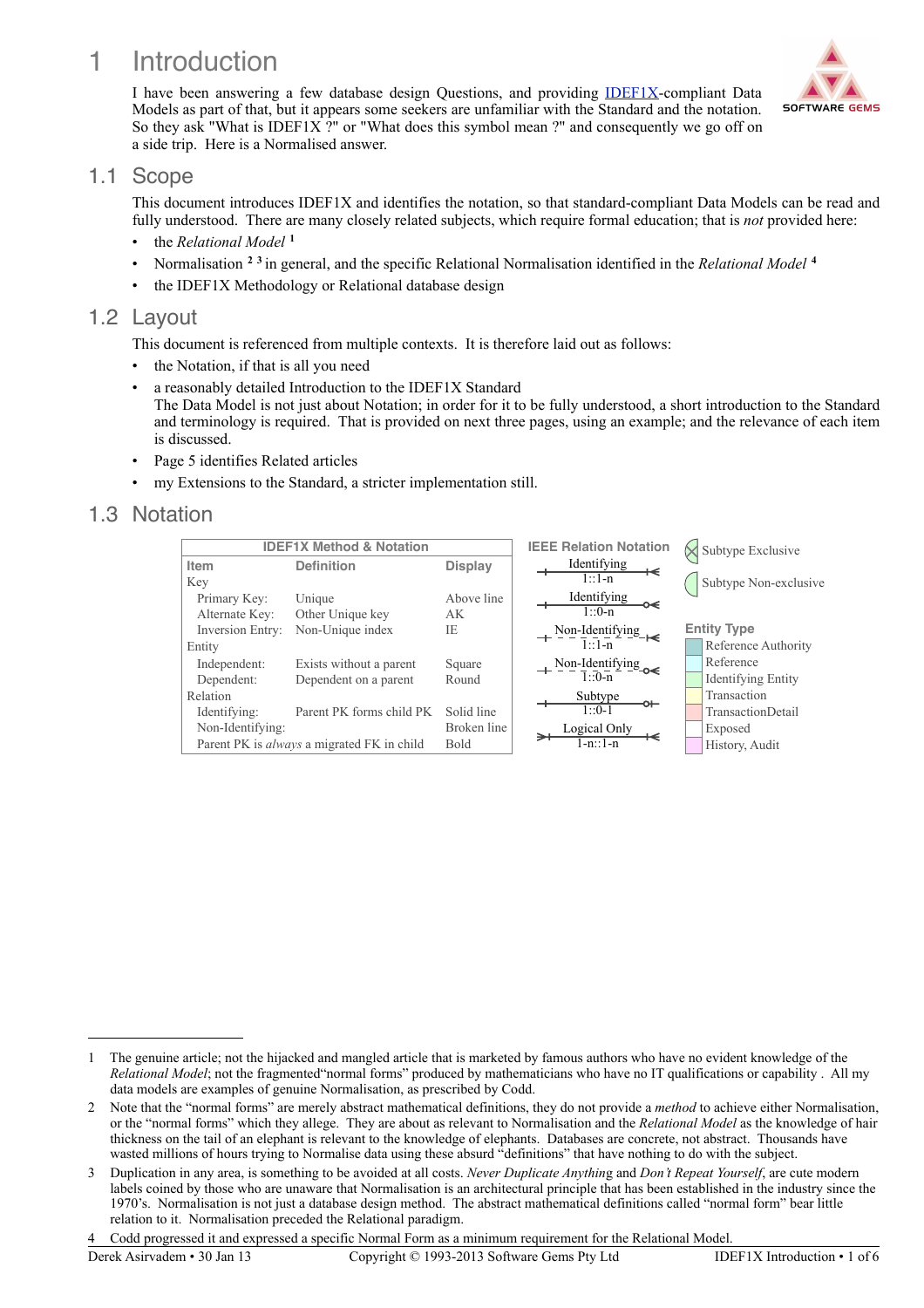# 1 Introduction

I have been answering a few database design Questions, and providing IDEF1X-compliant Data Models as part of that, but it appears some seekers are unfamiliar with the Standard and the notation. So they ask "What is IDEF1X ?" or "What does this symbol mean ?" and consequently we go off on a side trip. Here is a Normalised answer.

## 1.1 Scope

This document introduces IDEF1X and identifies the notation, so that standard-compliant Data Models can be read and fully understood. There are many closely related subjects, which require formal education; that is *not* provided here:

- the *Relational Model* [1]
- Normalisation [2] [3] in general, and the specific Relational Normalisation identified in the *Relational Model* [4]
- the IDEF1X Methodology or Relational database design

## 1.2 Layout

This document is referenced from multiple contexts. It is therefore laid out as follows:

- the Notation, if that is all you need
- a reasonably detailed Introduction to the IDEF1X Standard
  The Data Model is not just about Notation; in order for it to be fully understood, a short introduction to the Standard and terminology is required. That is provided on next three pages, using an example; and the relevance of each item is discussed.
- Page 5 identifies Related articles
- my Extensions to the Standard, a stricter implementation still.

## 1.3 Notation

**IDEF1X Method & Notation**

| Item | Definition | Display |
|---|---|---|
| Key | | |
| Primary Key: | Unique | Above line |
| Alternate Key: | Other Unique key | AK |
| Inversion Entry: | Non-Unique index | IE |
| Entity | | |
| Independent: | Exists without a parent | Square |
| Dependent: | Dependent on a parent | Round |
| Relation | | |
| Identifying: | Parent PK forms child PK | Solid line |
| Non-Identifying: | | Broken line |
| Parent PK is *always* a migrated FK in child | | Bold |

**IEEE Relation Notation**

- Identifying 1::1-n
- Identifying 1::0-n
- Non-Identifying 1::1-n
- Non-Identifying 1::0-n
- Subtype 1::0-1
- Logical Only 1-n::1-n

- Subtype Exclusive
- Subtype Non-exclusive

**Entity Type**

- Reference Authority
- Reference
- Identifying Entity
- Transaction
- TransactionDetail
- Exposed
- History, Audit

---

1. The genuine article; not the hijacked and mangled article that is marketed by famous authors who have no evident knowledge of the *Relational Model*; not the fragmented"normal forms" produced by mathematicians who have no IT qualifications or capability . All my data models are examples of genuine Normalisation, as prescribed by Codd.
2. Note that the "normal forms" are merely abstract mathematical definitions, they do not provide a *method* to achieve either Normalisation, or the "normal forms" which they allege. They are about as relevant to Normalisation and the *Relational Model* as the knowledge of hair thickness on the tail of an elephant is relevant to the knowledge of elephants. Databases are concrete, not abstract. Thousands have wasted millions of hours trying to Normalise data using these absurd "definitions" that have nothing to do with the subject.
3. Duplication in any area, is something to be avoided at all costs. *Never Duplicate Anything* and *Don't Repeat Yourself*, are cute modern labels coined by those who are unaware that Normalisation is an architectural principle that has been established in the industry since the 1970's. Normalisation is not just a database design method. The abstract mathematical definitions called "normal form" bear little relation to it. Normalisation preceded the Relational paradigm.
4. Codd progressed it and expressed a specific Normal Form as a minimum requirement for the Relational Model.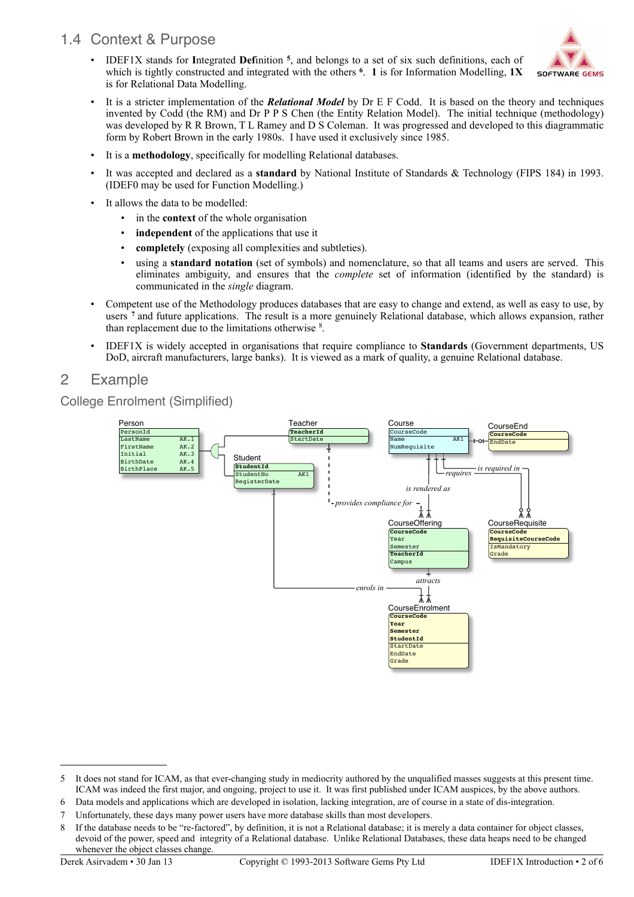## 1.4 Context & Purpose

- IDEF1X stands for **I**ntegrated **Def**inition [5], and belongs to a set of six such definitions, each of which is tightly constructed and integrated with the others [6]. **1** is for Information Modelling, **1X** is for Relational Data Modelling.
- It is a stricter implementation of the ***Relational Model*** by Dr E F Codd. It is based on the theory and techniques invented by Codd (the RM) and Dr P P S Chen (the Entity Relation Model). The initial technique (methodology) was developed by R R Brown, T L Ramey and D S Coleman. It was progressed and developed to this diagrammatic form by Robert Brown in the early 1980s. I have used it exclusively since 1985.
- It is a **methodology**, specifically for modelling Relational databases.
- It was accepted and declared as a **standard** by National Institute of Standards & Technology (FIPS 184) in 1993. (IDEF0 may be used for Function Modelling.)
- It allows the data to be modelled:
  - in the **context** of the whole organisation
  - **independent** of the applications that use it
  - **completely** (exposing all complexities and subtleties).
  - using a **standard notation** (set of symbols) and nomenclature, so that all teams and users are served. This eliminates ambiguity, and ensures that the *complete* set of information (identified by the standard) is communicated in the *single* diagram.
- Competent use of the Methodology produces databases that are easy to change and extend, as well as easy to use, by users [7] and future applications. The result is a more genuinely Relational database, which allows expansion, rather than replacement due to the limitations otherwise [8].
- IDEF1X is widely accepted in organisations that require compliance to **Standards** (Government departments, US DoD, aircraft manufacturers, large banks). It is viewed as a mark of quality, a genuine Relational database.

# 2 Example

### College Enrolment (Simplified)

---

5 It does not stand for ICAM, as that ever-changing study in mediocrity authored by the unqualified masses suggests at this present time. ICAM was indeed the first major, and ongoing, project to use it. It was first published under ICAM auspices, by the above authors.

6 Data models and applications which are developed in isolation, lacking integration, are of course in a state of dis-integration.

7 Unfortunately, these days many power users have more database skills than most developers.

8 If the database needs to be "re-factored", by definition, it is not a Relational database; it is merely a data container for object classes, devoid of the power, speed and integrity of a Relational database. Unlike Relational Databases, these data heaps need to be changed whenever the object classes change.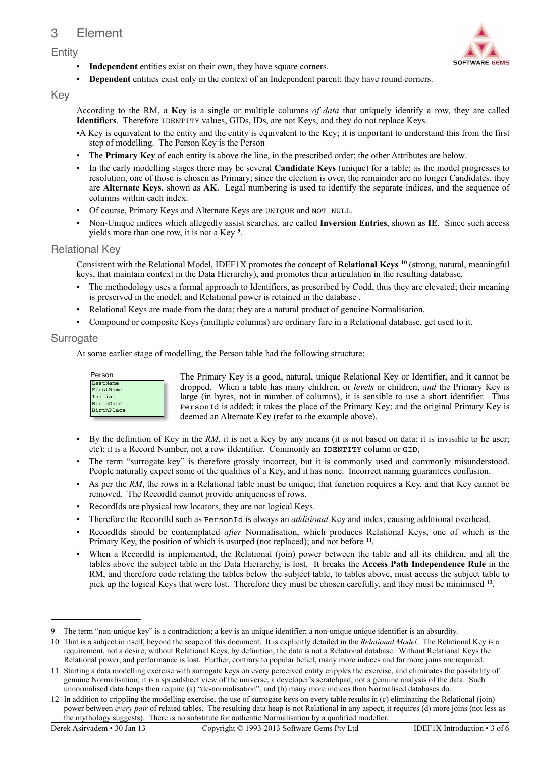# 3 Element

## Entity

- **Independent** entities exist on their own, they have square corners.
- **Dependent** entities exist only in the context of an Independent parent; they have round corners.

## Key

According to the RM, a **Key** is a single or multiple columns *of data* that uniquely identify a row, they are called **Identifiers**. Therefore `IDENTITY` values, GIDs, IDs, are not Keys, and they do not replace Keys.

- A Key is equivalent to the entity and the entity is equivalent to the Key; it is important to understand this from the first step of modelling. The Person Key is the Person
- The **Primary Key** of each entity is above the line, in the prescribed order; the other Attributes are below.
- In the early modelling stages there may be several **Candidate Keys** (unique) for a table; as the model progresses to resolution, one of those is chosen as Primary; since the election is over, the remainder are no longer Candidates, they are **Alternate Keys**, shown as **AK**. Legal numbering is used to identify the separate indices, and the sequence of columns within each index.
- Of course, Primary Keys and Alternate Keys are `UNIQUE` and `NOT NULL`.
- Non-Unique indices which allegedly assist searches, are called **Inversion Entries**, shown as **IE**. Since such access yields more than one row, it is not a Key [9].

## Relational Key

Consistent with the Relational Model, IDEF1X promotes the concept of **Relational Keys** [10] (strong, natural, meaningful keys, that maintain context in the Data Hierarchy), and promotes their articulation in the resulting database.

- The methodology uses a formal approach to Identifiers, as prescribed by Codd, thus they are elevated; their meaning is preserved in the model; and Relational power is retained in the database .
- Relational Keys are made from the data; they are a natural product of genuine Normalisation.
- Compound or composite Keys (multiple columns) are ordinary fare in a Relational database, get used to it.

## Surrogate

At some earlier stage of modelling, the Person table had the following structure:

| Person |
|---|
| LastName |
| FirstName |
| Initial |
| BirthDate |
| BirthPlace |

The Primary Key is a good, natural, unique Relational Key or Identifier, and it cannot be dropped. When a table has many children, or *levels* or children, *and* the Primary Key is large (in bytes, not in number of columns), it is sensible to use a short identifier. Thus `PersonId` is added; it takes the place of the Primary Key; and the original Primary Key is deemed an Alternate Key (refer to the example above).

- By the definition of Key in the *RM*, it is not a Key by any means (it is not based on data; it is invisible to he user; etc); it is a Record Number, not a row iIdentifier. Commonly an `IDENTITY` column or `GID`,
- The term "surrogate key" is therefore grossly incorrect, but it is commonly used and commonly misunderstood. People naturally expect some of the qualities of a Key, and it has none. Incorrect naming guarantees confusion.
- As per the *RM*, the rows in a Relational table must be unique; that function requires a Key, and that Key cannot be removed. The RecordId cannot provide uniqueness of rows.
- RecordIds are physical row locators, they are not logical Keys.
- Therefore the RecordId such as `PersonId` is always an *additional* Key and index, causing additional overhead.
- RecordIds should be contemplated *after* Normalisation, which produces Relational Keys, one of which is the Primary Key, the position of which is usurped (not replaced); and not before [11].
- When a RecordId is implemented, the Relational (join) power between the table and all its children, and all the tables above the subject table in the Data Hierarchy, is lost. It breaks the **Access Path Independence Rule** in the RM, and therefore code relating the tables below the subject table, to tables above, must access the subject table to pick up the logical Keys that were lost. Therefore they must be chosen carefully, and they must be minimised [12].

---

9 The term "non-unique key" is a contradiction; a key is an unique identifier; a non-unique unique identifier is an absurdity.

10 That is a subject in itself, beyond the scope of this document. It is explicitly detailed in the *Relational Model*. The Relational Key is a requirement, not a desire; without Relational Keys, by definition, the data is not a Relational database. Without Relational Keys the Relational power, and performance is lost. Further, contrary to popular belief, many more indices and far more joins are required.

11 Starting a data modelling exercise with surrogate keys on every perceived entity cripples the exercise, and eliminates the possibility of genuine Normalisation; it is a spreadsheet view of the universe, a developer's scratchpad, not a genuine analysis of the data. Such unnormalised data heaps then require (a) "de-normalisation", and (b) many more indices than Normalised databases do.

12 In addition to crippling the modelling exercise, the use of surrogate keys on every table results in (c) eliminating the Relational (join) power between *every pair* of related tables. The resulting data heap is not Relational in any aspect; it requires (d) more joins (not less as the mythology suggests). There is no substitute for authentic Normalisation by a qualified modeller.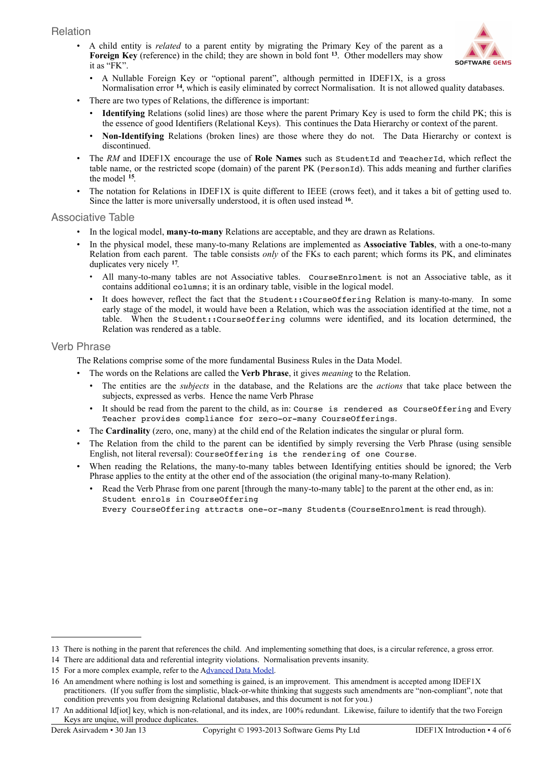## Relation

- A child entity is *related* to a parent entity by migrating the Primary Key of the parent as a **Foreign Key** (reference) in the child; they are shown in bold font [13]. Other modellers may show it as "FK".
  - A Nullable Foreign Key or "optional parent", although permitted in IDEF1X, is a gross Normalisation error [14], which is easily eliminated by correct Normalisation. It is not allowed quality databases.
- There are two types of Relations, the difference is important:
  - **Identifying** Relations (solid lines) are those where the parent Primary Key is used to form the child PK; this is the essence of good Identifiers (Relational Keys). This continues the Data Hierarchy or context of the parent.
  - **Non-Identifying** Relations (broken lines) are those where they do not. The Data Hierarchy or context is discontinued.
- The *RM* and IDEF1X encourage the use of **Role Names** such as `StudentId` and `TeacherId`, which reflect the table name, or the restricted scope (domain) of the parent PK (`PersonId`). This adds meaning and further clarifies the model [15].
- The notation for Relations in IDEF1X is quite different to IEEE (crows feet), and it takes a bit of getting used to. Since the latter is more universally understood, it is often used instead [16].

## Associative Table

- In the logical model, **many-to-many** Relations are acceptable, and they are drawn as Relations.
- In the physical model, these many-to-many Relations are implemented as **Associative Tables**, with a one-to-many Relation from each parent. The table consists *only* of the FKs to each parent; which forms its PK, and eliminates duplicates very nicely [17].
  - All many-to-many tables are not Associative tables. `CourseEnrolment` is not an Associative table, as it contains additional `columns`; it is an ordinary table, visible in the logical model.
  - It does however, reflect the fact that the `Student::CourseOffering` Relation is many-to-many. In some early stage of the model, it would have been a Relation, which was the association identified at the time, not a table. When the `Student::CourseOffering` columns were identified, and its location determined, the Relation was rendered as a table.

## Verb Phrase

The Relations comprise some of the more fundamental Business Rules in the Data Model.

- The words on the Relations are called the **Verb Phrase**, it gives *meaning* to the Relation.
  - The entities are the *subjects* in the database, and the Relations are the *actions* that take place between the subjects, expressed as verbs. Hence the name Verb Phrase
  - It should be read from the parent to the child, as in: `Course is rendered as CourseOffering` and `Every Teacher provides compliance for zero-or-many CourseOfferings`.
- The **Cardinality** (zero, one, many) at the child end of the Relation indicates the singular or plural form.
- The Relation from the child to the parent can be identified by simply reversing the Verb Phrase (using sensible English, not literal reversal): `CourseOffering is the rendering of one Course`.
- When reading the Relations, the many-to-many tables between Identifying entities should be ignored; the Verb Phrase applies to the entity at the other end of the association (the original many-to-many Relation).
  - Read the Verb Phrase from one parent [through the many-to-many table] to the parent at the other end, as in:
    `Student enrols in CourseOffering`
    `Every CourseOffering attracts one-or-many Students` (`CourseEnrolment` is read through).

---

13 There is nothing in the parent that references the child. And implementing something that does, is a circular reference, a gross error.

14 There are additional data and referential integrity violations. Normalisation prevents insanity.

15 For a more complex example, refer to the Advanced Data Model.

16 An amendment where nothing is lost and something is gained, is an improvement. This amendment is accepted among IDEF1X practitioners. (If you suffer from the simplistic, black-or-white thinking that suggests such amendments are "non-compliant", note that condition prevents you from designing Relational databases, and this document is not for you.)

17 An additional Id[iot] key, which is non-relational, and its index, are 100% redundant. Likewise, failure to identify that the two Foreign Keys are unqiue, will produce duplicates.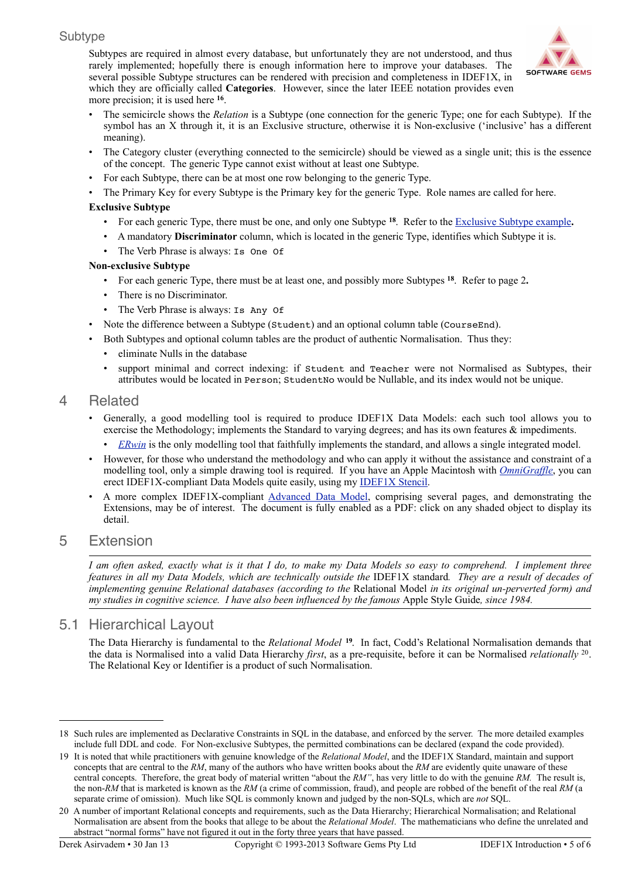## Subtype

Subtypes are required in almost every database, but unfortunately they are not understood, and thus rarely implemented; hopefully there is enough information here to improve your databases. The several possible Subtype structures can be rendered with precision and completeness in IDEF1X, in which they are officially called **Categories**. However, since the later IEEE notation provides even more precision; it is used here [16].

- The semicircle shows the *Relation* is a Subtype (one connection for the generic Type; one for each Subtype). If the symbol has an X through it, it is an Exclusive structure, otherwise it is Non-exclusive ('inclusive' has a different meaning).
- The Category cluster (everything connected to the semicircle) should be viewed as a single unit; this is the essence of the concept. The generic Type cannot exist without at least one Subtype.
- For each Subtype, there can be at most one row belonging to the generic Type.
- The Primary Key for every Subtype is the Primary key for the generic Type. Role names are called for here.

**Exclusive Subtype**

- For each generic Type, there must be one, and only one Subtype [18]. Refer to the Exclusive Subtype example**.**
- A mandatory **Discriminator** column, which is located in the generic Type, identifies which Subtype it is.
- The Verb Phrase is always: `Is One Of`

**Non-exclusive Subtype**

- For each generic Type, there must be at least one, and possibly more Subtypes [18]. Refer to page 2**.**
- There is no Discriminator.
- The Verb Phrase is always: `Is Any Of`

- Note the difference between a Subtype (`Student`) and an optional column table (`CourseEnd`).
- Both Subtypes and optional column tables are the product of authentic Normalisation. Thus they:
  - eliminate Nulls in the database
  - support minimal and correct indexing: if `Student` and `Teacher` were not Normalised as Subtypes, their attributes would be located in `Person`; `StudentNo` would be Nullable, and its index would not be unique.

# 4 Related

- Generally, a good modelling tool is required to produce IDEF1X Data Models: each such tool allows you to exercise the Methodology; implements the Standard to varying degrees; and has its own features & impediments.
  - *ERwin* is the only modelling tool that faithfully implements the standard, and allows a single integrated model.
- However, for those who understand the methodology and who can apply it without the assistance and constraint of a modelling tool, only a simple drawing tool is required. If you have an Apple Macintosh with *OmniGraffle*, you can erect IDEF1X-compliant Data Models quite easily, using my IDEF1X Stencil.
- A more complex IDEF1X-compliant Advanced Data Model, comprising several pages, and demonstrating the Extensions, may be of interest. The document is fully enabled as a PDF: click on any shaded object to display its detail.

# 5 Extension

*I am often asked, exactly what is it that I do, to make my Data Models so easy to comprehend. I implement three features in all my Data Models, which are completely outside the* IDEF1X standard*. They are a result of decades of implementing genuine Relational databases (according to the* Relational Model *in its original un-perverted form) and my studies in cognitive science. I have also been influenced by the famous* Apple Style Guide*, since 1984.*

## 5.1 Hierarchical Layout

The Data Hierarchy is fundamental to the *Relational Model* [19]. In fact, Codd's Relational Normalisation demands that the data is Normalised into a valid Data Hierarchy *first*, as a pre-requisite, before it can be Normalised *relationally* [20]. The Relational Key or Identifier is a product of such Normalisation.

---

18 Such rules are implemented as Declarative Constraints in SQL in the database, and enforced by the server. The more detailed examples include full DDL and code. For Non-exclusive Subtypes, the permitted combinations can be declared (expand the code provided).

19 It is noted that while practitioners with genuine knowledge of the *Relational Model*, and the IDEF1X Standard, maintain and support concepts that are central to the *RM*, many of the authors who have written books about the *RM* are evidently quite unaware of these central concepts. Therefore, the great body of material written "about the *RM"*, has very little to do with the genuine *RM*. The result is, the non-*RM* that is marketed is known as the *RM* (a crime of commission, fraud), and people are robbed of the benefit of the real *RM* (a separate crime of omission). Much like SQL is commonly known and judged by the non-SQLs, which are *not* SQL.

20 A number of important Relational concepts and requirements, such as the Data Hierarchy; Hierarchical Normalisation; and Relational Normalisation are absent from the books that allege to be about the *Relational Model*. The mathematicians who define the unrelated and abstract "normal forms" have not figured it out in the forty three years that have passed.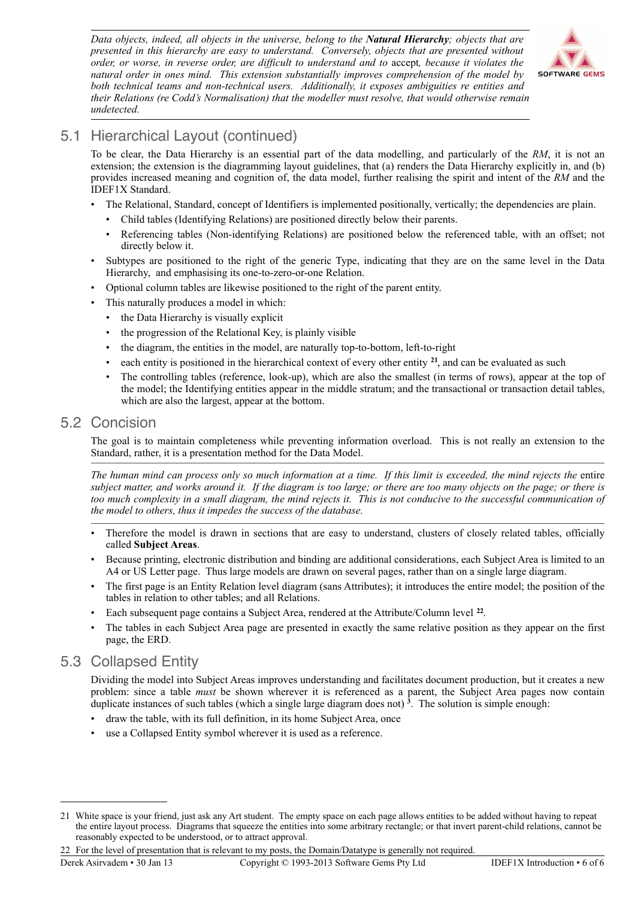*Data objects, indeed, all objects in the universe, belong to the **Natural Hierarchy**; objects that are presented in this hierarchy are easy to understand. Conversely, objects that are presented without order, or worse, in reverse order, are difficult to understand and to* accept*, because it violates the natural order in ones mind. This extension substantially improves comprehension of the model by both technical teams and non-technical users. Additionally, it exposes ambiguities re entities and their Relations (re Codd's Normalisation) that the modeller must resolve, that would otherwise remain undetected.*

## 5.1 Hierarchical Layout (continued)

To be clear, the Data Hierarchy is an essential part of the data modelling, and particularly of the *RM*, it is not an extension; the extension is the diagramming layout guidelines, that (a) renders the Data Hierarchy explicitly in, and (b) provides increased meaning and cognition of, the data model, further realising the spirit and intent of the *RM* and the IDEF1X Standard.

- The Relational, Standard, concept of Identifiers is implemented positionally, vertically; the dependencies are plain.
  - Child tables (Identifying Relations) are positioned directly below their parents.
  - Referencing tables (Non-identifying Relations) are positioned below the referenced table, with an offset; not directly below it.
- Subtypes are positioned to the right of the generic Type, indicating that they are on the same level in the Data Hierarchy, and emphasising its one-to-zero-or-one Relation.
- Optional column tables are likewise positioned to the right of the parent entity.
- This naturally produces a model in which:
  - the Data Hierarchy is visually explicit
  - the progression of the Relational Key, is plainly visible
  - the diagram, the entities in the model, are naturally top-to-bottom, left-to-right
  - each entity is positioned in the hierarchical context of every other entity [21], and can be evaluated as such
  - The controlling tables (reference, look-up), which are also the smallest (in terms of rows), appear at the top of the model; the Identifying entities appear in the middle stratum; and the transactional or transaction detail tables, which are also the largest, appear at the bottom.

## 5.2 Concision

The goal is to maintain completeness while preventing information overload. This is not really an extension to the Standard, rather, it is a presentation method for the Data Model.

*The human mind can process only so much information at a time. If this limit is exceeded, the mind rejects the* entire *subject matter, and works around it. If the diagram is too large; or there are too many objects on the page; or there is too much complexity in a small diagram, the mind rejects it. This is not conducive to the successful communication of the model to others, thus it impedes the success of the database.*

- Therefore the model is drawn in sections that are easy to understand, clusters of closely related tables, officially called **Subject Areas**.
- Because printing, electronic distribution and binding are additional considerations, each Subject Area is limited to an A4 or US Letter page. Thus large models are drawn on several pages, rather than on a single large diagram.
- The first page is an Entity Relation level diagram (sans Attributes); it introduces the entire model; the position of the tables in relation to other tables; and all Relations.
- Each subsequent page contains a Subject Area, rendered at the Attribute/Column level [22].
- The tables in each Subject Area page are presented in exactly the same relative position as they appear on the first page, the ERD.

## 5.3 Collapsed Entity

Dividing the model into Subject Areas improves understanding and facilitates document production, but it creates a new problem: since a table *must* be shown wherever it is referenced as a parent, the Subject Area pages now contain duplicate instances of such tables (which a single large diagram does not) [3]. The solution is simple enough:

- draw the table, with its full definition, in its home Subject Area, once
- use a Collapsed Entity symbol wherever it is used as a reference.

---

21 White space is your friend, just ask any Art student. The empty space on each page allows entities to be added without having to repeat the entire layout process. Diagrams that squeeze the entities into some arbitrary rectangle; or that invert parent-child relations, cannot be reasonably expected to be understood, or to attract approval.

22 For the level of presentation that is relevant to my posts, the Domain/Datatype is generally not required.